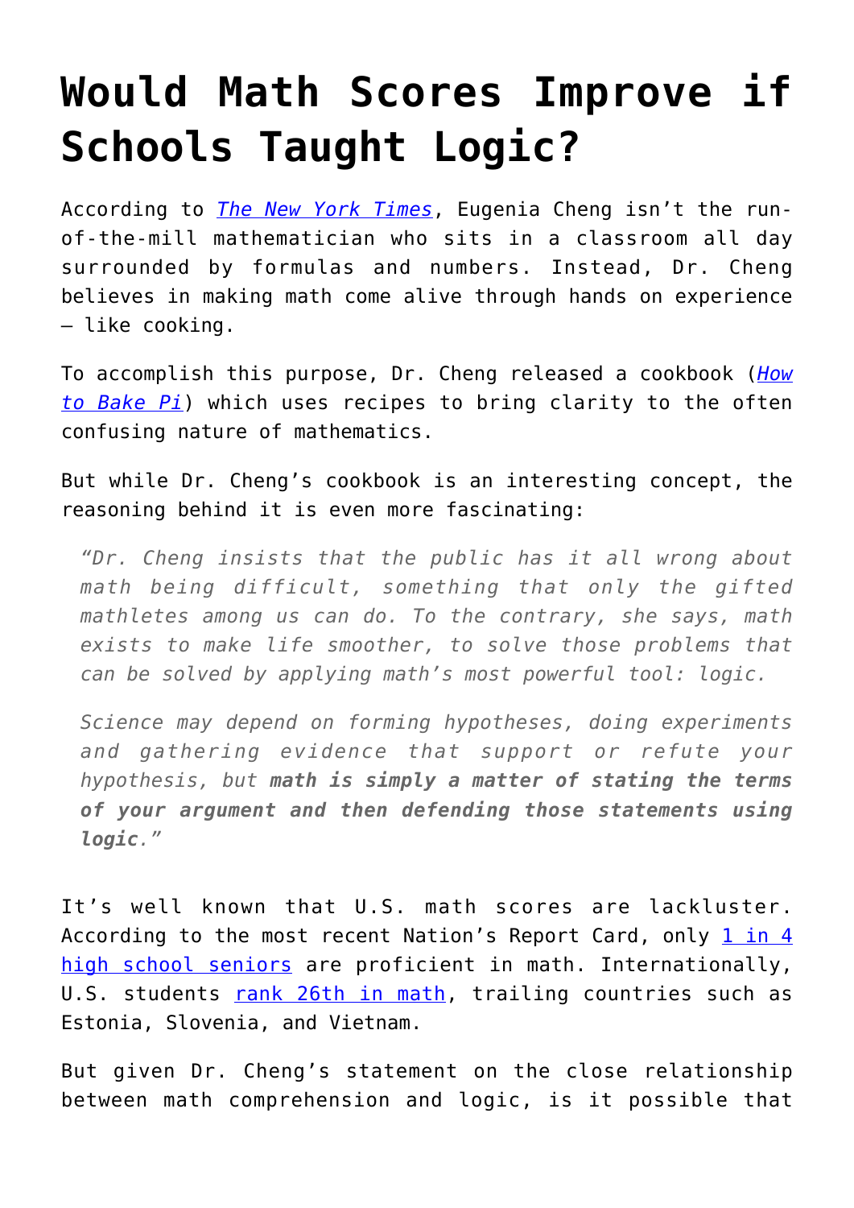# Would Math Scores Improve if Schools Taught Logic?

According to *The New York Times*, Eugenia Cheng isn't the run-of-the-mill mathematician who sits in a classroom all day surrounded by formulas and numbers. Instead, Dr. Cheng believes in making math come alive through hands on experience – like cooking.

To accomplish this purpose, Dr. Cheng released a cookbook (*How to Bake Pi*) which uses recipes to bring clarity to the often confusing nature of mathematics.

But while Dr. Cheng's cookbook is an interesting concept, the reasoning behind it is even more fascinating:

> *"Dr. Cheng insists that the public has it all wrong about math being difficult, something that only the gifted mathletes among us can do. To the contrary, she says, math exists to make life smoother, to solve those problems that can be solved by applying math's most powerful tool: logic.*
>
> *Science may depend on forming hypotheses, doing experiments and gathering evidence that support or refute your hypothesis, but* ***math is simply a matter of stating the terms of your argument and then defending those statements using logic****."*

It's well known that U.S. math scores are lackluster. According to the most recent Nation's Report Card, only 1 in 4 high school seniors are proficient in math. Internationally, U.S. students rank 26th in math, trailing countries such as Estonia, Slovenia, and Vietnam.

But given Dr. Cheng's statement on the close relationship between math comprehension and logic, is it possible that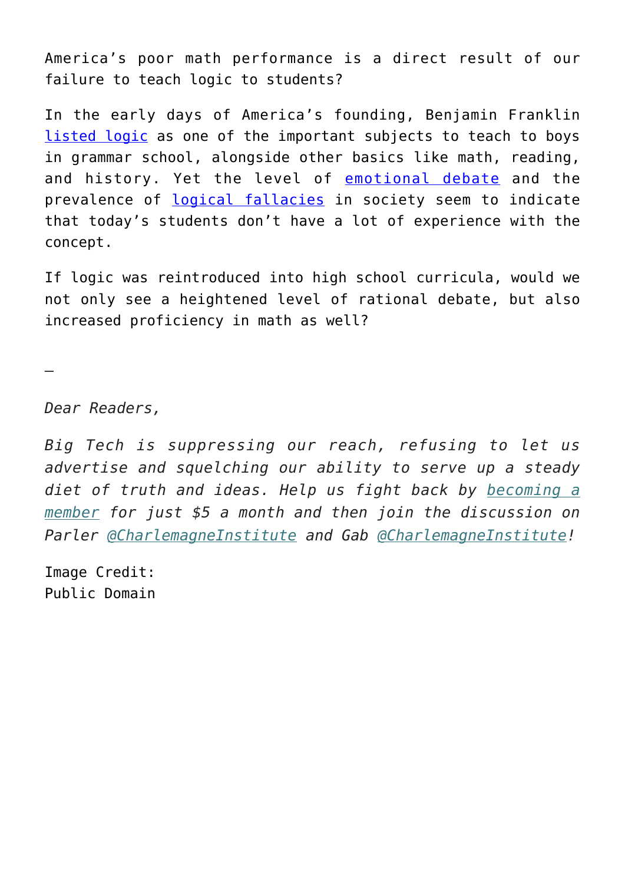America’s poor math performance is a direct result of our failure to teach logic to students?

In the early days of America’s founding, Benjamin Franklin listed logic as one of the important subjects to teach to boys in grammar school, alongside other basics like math, reading, and history. Yet the level of emotional debate and the prevalence of logical fallacies in society seem to indicate that today’s students don’t have a lot of experience with the concept.

If logic was reintroduced into high school curricula, would we not only see a heightened level of rational debate, but also increased proficiency in math as well?

—

*Dear Readers,*

*Big Tech is suppressing our reach, refusing to let us advertise and squelching our ability to serve up a steady diet of truth and ideas. Help us fight back by becoming a member for just $5 a month and then join the discussion on Parler @CharlemagneInstitute and Gab @CharlemagneInstitute!*

Image Credit:
Public Domain